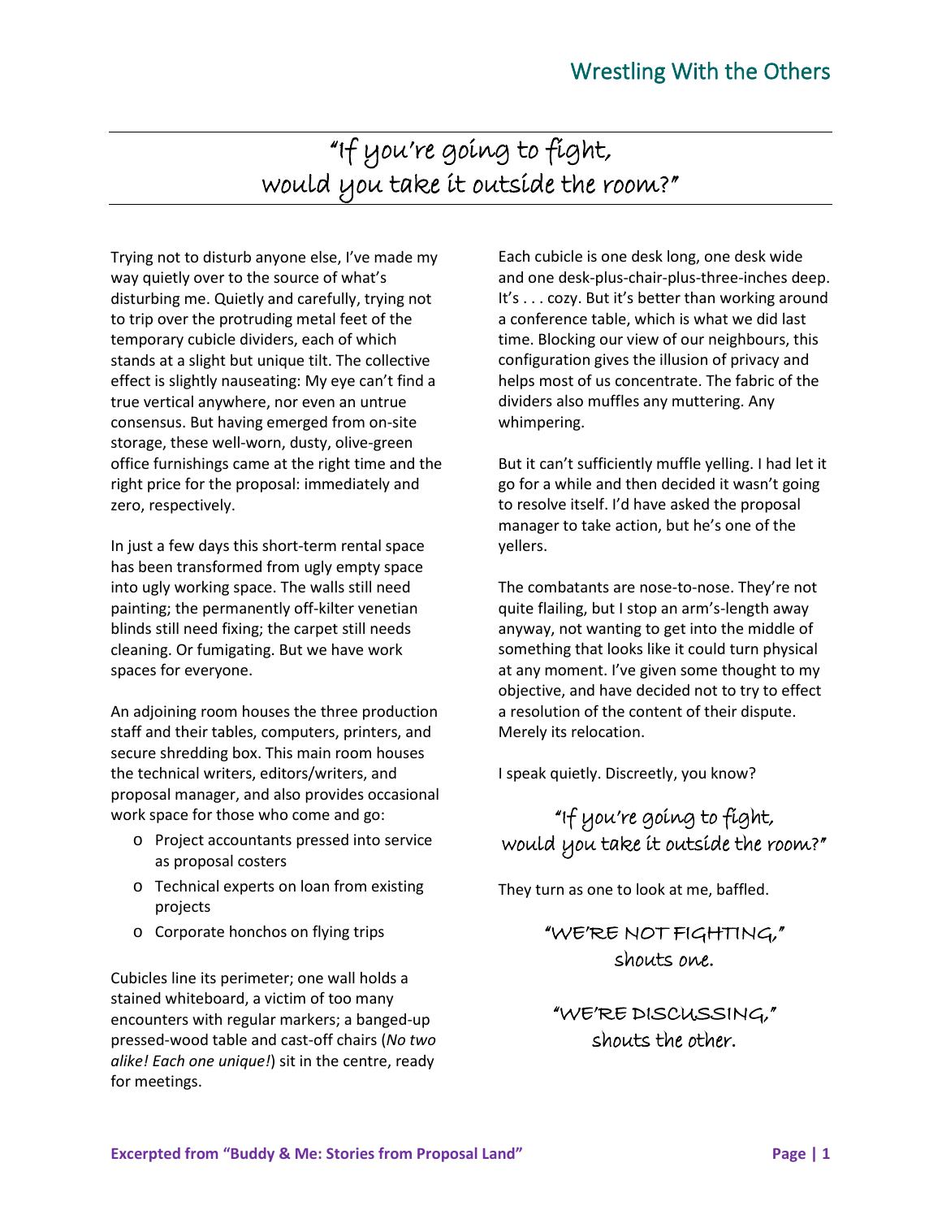# "If you're going to fight, would you take it outside the room?"

Trying not to disturb anyone else, I've made my way quietly over to the source of what's disturbing me. Quietly and carefully, trying not to trip over the protruding metal feet of the temporary cubicle dividers, each of which stands at a slight but unique tilt. The collective effect is slightly nauseating: My eye can't find a true vertical anywhere, nor even an untrue consensus. But having emerged from on-site storage, these well-worn, dusty, olive-green office furnishings came at the right time and the right price for the proposal: immediately and zero, respectively.

In just a few days this short-term rental space has been transformed from ugly empty space into ugly working space. The walls still need painting; the permanently off-kilter venetian blinds still need fixing; the carpet still needs cleaning. Or fumigating. But we have work spaces for everyone.

An adjoining room houses the three production staff and their tables, computers, printers, and secure shredding box. This main room houses the technical writers, editors/writers, and proposal manager, and also provides occasional work space for those who come and go:

- Project accountants pressed into service as proposal costers
- Technical experts on loan from existing projects
- Corporate honchos on flying trips

Cubicles line its perimeter; one wall holds a stained whiteboard, a victim of too many encounters with regular markers; a banged-up pressed-wood table and cast-off chairs (*No two alike! Each one unique!*) sit in the centre, ready for meetings.

Each cubicle is one desk long, one desk wide and one desk-plus-chair-plus-three-inches deep. It's . . . cozy. But it's better than working around a conference table, which is what we did last time. Blocking our view of our neighbours, this configuration gives the illusion of privacy and helps most of us concentrate. The fabric of the dividers also muffles any muttering. Any whimpering.

But it can't sufficiently muffle yelling. I had let it go for a while and then decided it wasn't going to resolve itself. I'd have asked the proposal manager to take action, but he's one of the yellers.

The combatants are nose-to-nose. They're not quite flailing, but I stop an arm's-length away anyway, not wanting to get into the middle of something that looks like it could turn physical at any moment. I've given some thought to my objective, and have decided not to try to effect a resolution of the content of their dispute. Merely its relocation.

I speak quietly. Discreetly, you know?

"If you're going to fight, would you take it outside the room?"

They turn as one to look at me, baffled.

"WE'RE NOT FIGHTING," shouts one.

"WE'RE DISCUSSING," shouts the other.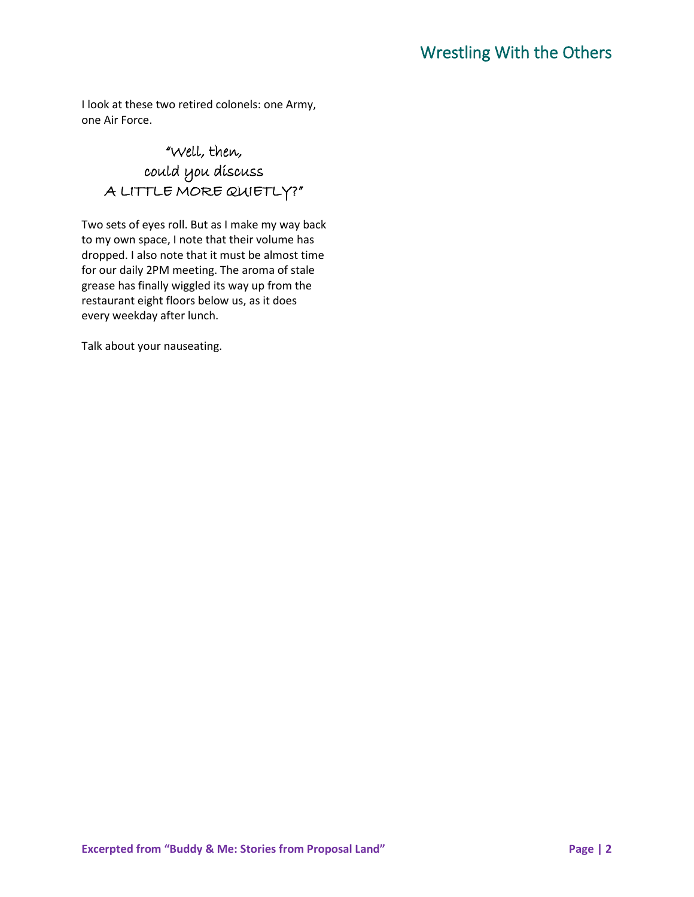I look at these two retired colonels: one Army, one Air Force.

"Well, then,
could you discuss
A LITTLE MORE QUIETLY?"

Two sets of eyes roll. But as I make my way back to my own space, I note that their volume has dropped. I also note that it must be almost time for our daily 2PM meeting. The aroma of stale grease has finally wiggled its way up from the restaurant eight floors below us, as it does every weekday after lunch.

Talk about your nauseating.